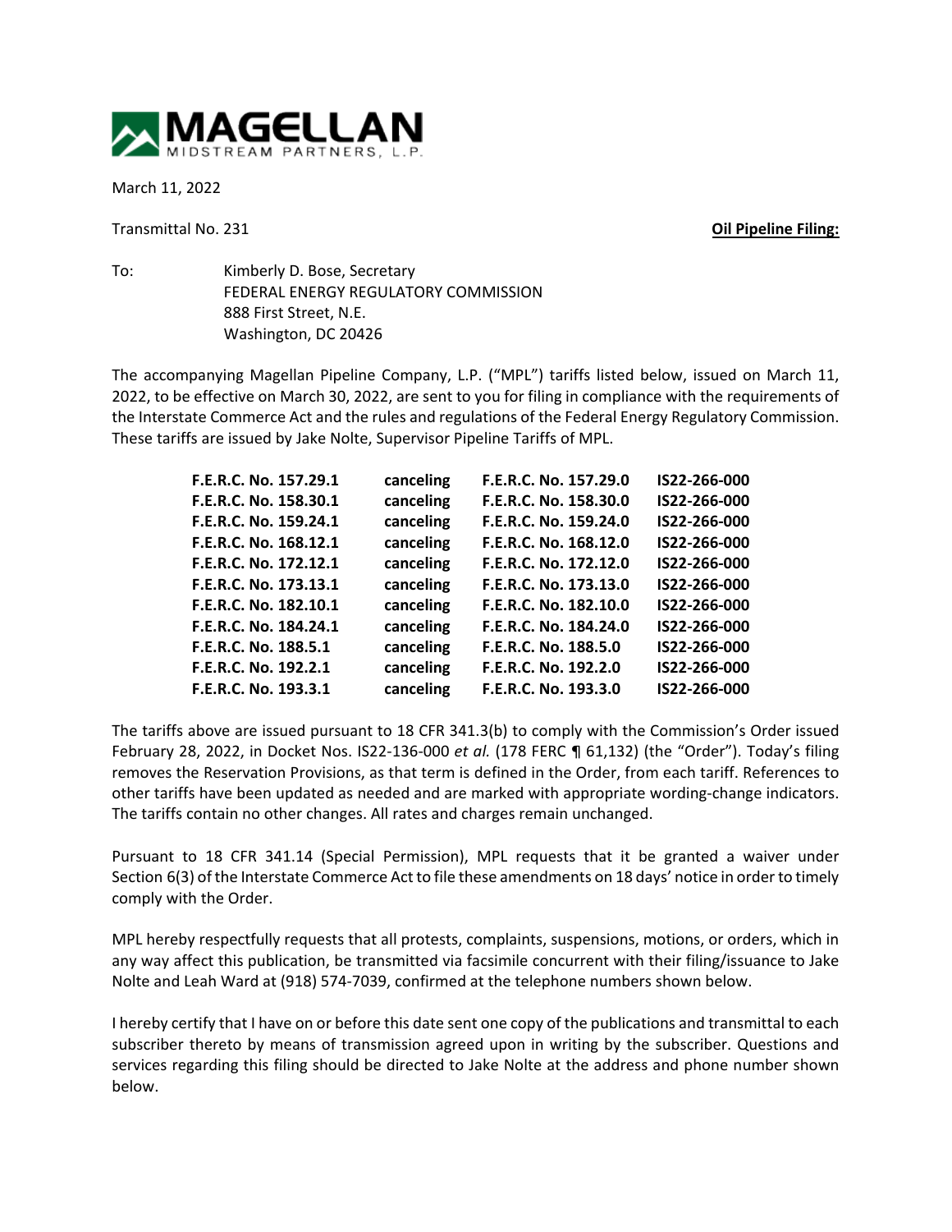**MAGELLAN**
MIDSTREAM PARTNERS, L.P.

March 11, 2022

Transmittal No. 231 **Oil Pipeline Filing:**

To: Kimberly D. Bose, Secretary
FEDERAL ENERGY REGULATORY COMMISSION
888 First Street, N.E.
Washington, DC 20426

The accompanying Magellan Pipeline Company, L.P. ("MPL") tariffs listed below, issued on March 11, 2022, to be effective on March 30, 2022, are sent to you for filing in compliance with the requirements of the Interstate Commerce Act and the rules and regulations of the Federal Energy Regulatory Commission. These tariffs are issued by Jake Nolte, Supervisor Pipeline Tariffs of MPL.

| | | | |
|---|---|---|---|
| **F.E.R.C. No. 157.29.1** | **canceling** | **F.E.R.C. No. 157.29.0** | **IS22-266-000** |
| **F.E.R.C. No. 158.30.1** | **canceling** | **F.E.R.C. No. 158.30.0** | **IS22-266-000** |
| **F.E.R.C. No. 159.24.1** | **canceling** | **F.E.R.C. No. 159.24.0** | **IS22-266-000** |
| **F.E.R.C. No. 168.12.1** | **canceling** | **F.E.R.C. No. 168.12.0** | **IS22-266-000** |
| **F.E.R.C. No. 172.12.1** | **canceling** | **F.E.R.C. No. 172.12.0** | **IS22-266-000** |
| **F.E.R.C. No. 173.13.1** | **canceling** | **F.E.R.C. No. 173.13.0** | **IS22-266-000** |
| **F.E.R.C. No. 182.10.1** | **canceling** | **F.E.R.C. No. 182.10.0** | **IS22-266-000** |
| **F.E.R.C. No. 184.24.1** | **canceling** | **F.E.R.C. No. 184.24.0** | **IS22-266-000** |
| **F.E.R.C. No. 188.5.1** | **canceling** | **F.E.R.C. No. 188.5.0** | **IS22-266-000** |
| **F.E.R.C. No. 192.2.1** | **canceling** | **F.E.R.C. No. 192.2.0** | **IS22-266-000** |
| **F.E.R.C. No. 193.3.1** | **canceling** | **F.E.R.C. No. 193.3.0** | **IS22-266-000** |

The tariffs above are issued pursuant to 18 CFR 341.3(b) to comply with the Commission's Order issued February 28, 2022, in Docket Nos. IS22-136-000 *et al.* (178 FERC ¶ 61,132) (the "Order"). Today's filing removes the Reservation Provisions, as that term is defined in the Order, from each tariff. References to other tariffs have been updated as needed and are marked with appropriate wording-change indicators. The tariffs contain no other changes. All rates and charges remain unchanged.

Pursuant to 18 CFR 341.14 (Special Permission), MPL requests that it be granted a waiver under Section 6(3) of the Interstate Commerce Act to file these amendments on 18 days' notice in order to timely comply with the Order.

MPL hereby respectfully requests that all protests, complaints, suspensions, motions, or orders, which in any way affect this publication, be transmitted via facsimile concurrent with their filing/issuance to Jake Nolte and Leah Ward at (918) 574-7039, confirmed at the telephone numbers shown below.

I hereby certify that I have on or before this date sent one copy of the publications and transmittal to each subscriber thereto by means of transmission agreed upon in writing by the subscriber. Questions and services regarding this filing should be directed to Jake Nolte at the address and phone number shown below.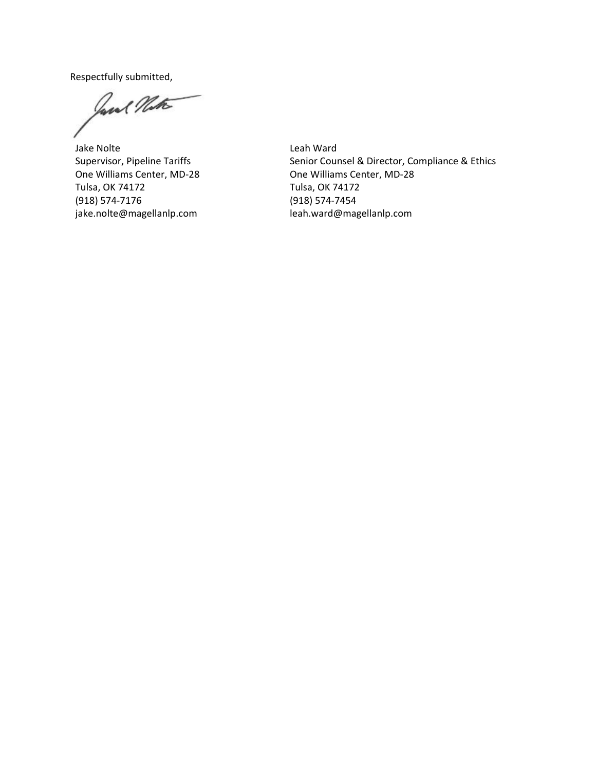Respectfully submitted,

Jake Nolte
Supervisor, Pipeline Tariffs
One Williams Center, MD-28
Tulsa, OK 74172
(918) 574-7176
jake.nolte@magellanlp.com

Leah Ward
Senior Counsel & Director, Compliance & Ethics
One Williams Center, MD-28
Tulsa, OK 74172
(918) 574-7454
leah.ward@magellanlp.com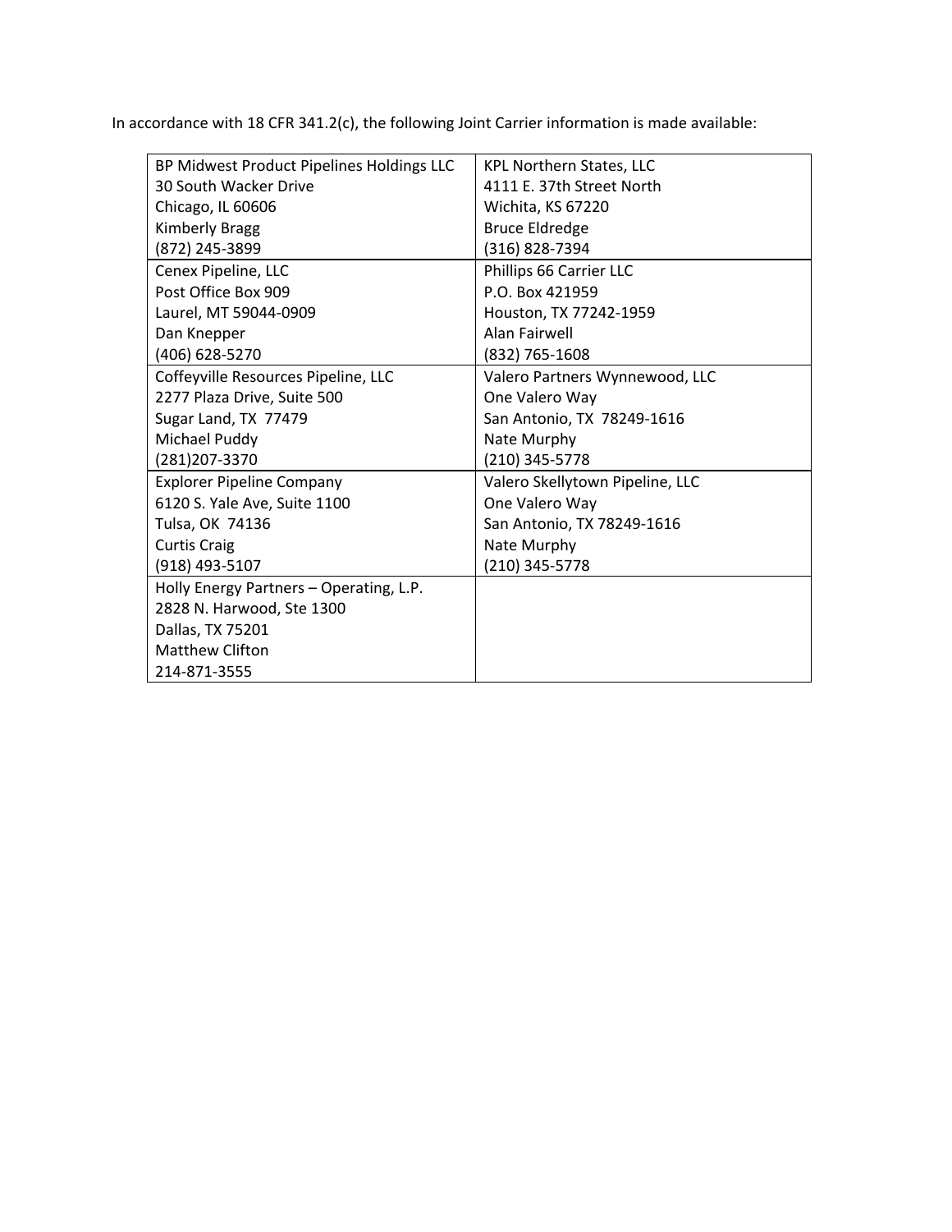In accordance with 18 CFR 341.2(c), the following Joint Carrier information is made available:

| | |
|---|---|
| BP Midwest Product Pipelines Holdings LLC<br>30 South Wacker Drive<br>Chicago, IL 60606<br>Kimberly Bragg<br>(872) 245-3899 | KPL Northern States, LLC<br>4111 E. 37th Street North<br>Wichita, KS 67220<br>Bruce Eldredge<br>(316) 828-7394 |
| Cenex Pipeline, LLC<br>Post Office Box 909<br>Laurel, MT 59044-0909<br>Dan Knepper<br>(406) 628-5270 | Phillips 66 Carrier LLC<br>P.O. Box 421959<br>Houston, TX 77242-1959<br>Alan Fairwell<br>(832) 765-1608 |
| Coffeyville Resources Pipeline, LLC<br>2277 Plaza Drive, Suite 500<br>Sugar Land, TX 77479<br>Michael Puddy<br>(281)207-3370 | Valero Partners Wynnewood, LLC<br>One Valero Way<br>San Antonio, TX 78249-1616<br>Nate Murphy<br>(210) 345-5778 |
| Explorer Pipeline Company<br>6120 S. Yale Ave, Suite 1100<br>Tulsa, OK 74136<br>Curtis Craig<br>(918) 493-5107 | Valero Skellytown Pipeline, LLC<br>One Valero Way<br>San Antonio, TX 78249-1616<br>Nate Murphy<br>(210) 345-5778 |
| Holly Energy Partners – Operating, L.P.<br>2828 N. Harwood, Ste 1300<br>Dallas, TX 75201<br>Matthew Clifton<br>214-871-3555 | |